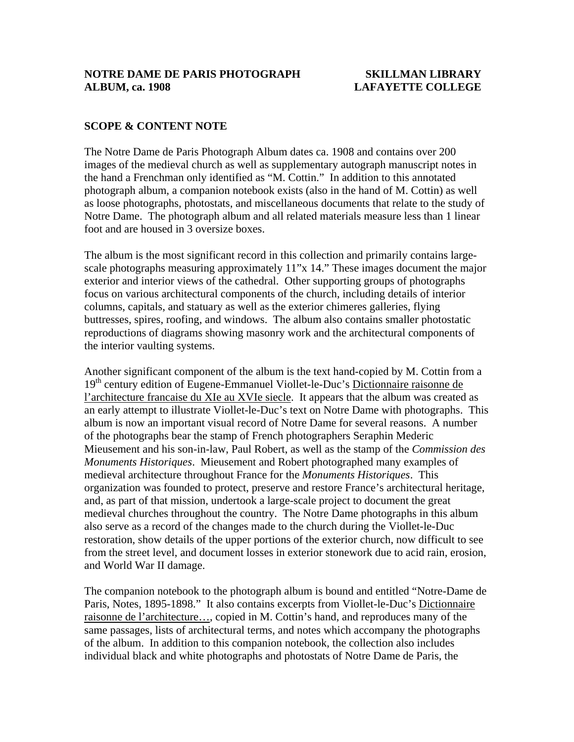**NOTRE DAME DE PARIS PHOTOGRAPH ALBUM, ca. 1908**

**SKILLMAN LIBRARY LAFAYETTE COLLEGE**

## SCOPE & CONTENT NOTE

The Notre Dame de Paris Photograph Album dates ca. 1908 and contains over 200 images of the medieval church as well as supplementary autograph manuscript notes in the hand a Frenchman only identified as "M. Cottin." In addition to this annotated photograph album, a companion notebook exists (also in the hand of M. Cottin) as well as loose photographs, photostats, and miscellaneous documents that relate to the study of Notre Dame. The photograph album and all related materials measure less than 1 linear foot and are housed in 3 oversize boxes.

The album is the most significant record in this collection and primarily contains large-scale photographs measuring approximately 11"x 14." These images document the major exterior and interior views of the cathedral. Other supporting groups of photographs focus on various architectural components of the church, including details of interior columns, capitals, and statuary as well as the exterior chimeres galleries, flying buttresses, spires, roofing, and windows. The album also contains smaller photostatic reproductions of diagrams showing masonry work and the architectural components of the interior vaulting systems.

Another significant component of the album is the text hand-copied by M. Cottin from a 19th century edition of Eugene-Emmanuel Viollet-le-Duc's Dictionnaire raisonne de l'architecture francaise du XIe au XVIe siecle. It appears that the album was created as an early attempt to illustrate Viollet-le-Duc's text on Notre Dame with photographs. This album is now an important visual record of Notre Dame for several reasons. A number of the photographs bear the stamp of French photographers Seraphin Mederic Mieusement and his son-in-law, Paul Robert, as well as the stamp of the *Commission des Monuments Historiques*. Mieusement and Robert photographed many examples of medieval architecture throughout France for the *Monuments Historiques*. This organization was founded to protect, preserve and restore France's architectural heritage, and, as part of that mission, undertook a large-scale project to document the great medieval churches throughout the country. The Notre Dame photographs in this album also serve as a record of the changes made to the church during the Viollet-le-Duc restoration, show details of the upper portions of the exterior church, now difficult to see from the street level, and document losses in exterior stonework due to acid rain, erosion, and World War II damage.

The companion notebook to the photograph album is bound and entitled "Notre-Dame de Paris, Notes, 1895-1898." It also contains excerpts from Viollet-le-Duc's Dictionnaire raisonne de l'architecture…, copied in M. Cottin's hand, and reproduces many of the same passages, lists of architectural terms, and notes which accompany the photographs of the album. In addition to this companion notebook, the collection also includes individual black and white photographs and photostats of Notre Dame de Paris, the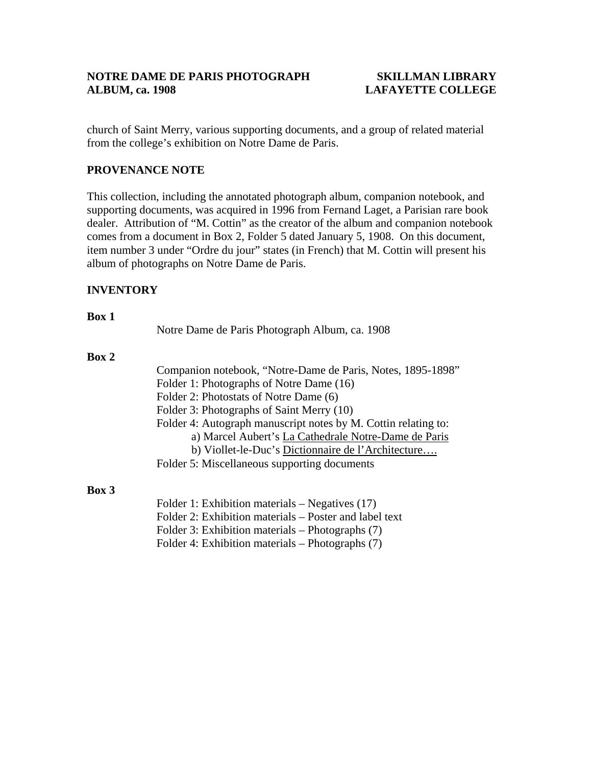church of Saint Merry, various supporting documents, and a group of related material from the college's exhibition on Notre Dame de Paris.

## PROVENANCE NOTE

This collection, including the annotated photograph album, companion notebook, and supporting documents, was acquired in 1996 from Fernand Laget, a Parisian rare book dealer. Attribution of "M. Cottin" as the creator of the album and companion notebook comes from a document in Box 2, Folder 5 dated January 5, 1908. On this document, item number 3 under "Ordre du jour" states (in French) that M. Cottin will present his album of photographs on Notre Dame de Paris.

## INVENTORY

**Box 1**

- Notre Dame de Paris Photograph Album, ca. 1908

**Box 2**

- Companion notebook, "Notre-Dame de Paris, Notes, 1895-1898"
- Folder 1: Photographs of Notre Dame (16)
- Folder 2: Photostats of Notre Dame (6)
- Folder 3: Photographs of Saint Merry (10)
- Folder 4: Autograph manuscript notes by M. Cottin relating to:
  - a) Marcel Aubert's <u>La Cathedrale Notre-Dame de Paris</u>
  - b) Viollet-le-Duc's <u>Dictionnaire de l'Architecture….</u>
- Folder 5: Miscellaneous supporting documents

**Box 3**

- Folder 1: Exhibition materials – Negatives (17)
- Folder 2: Exhibition materials – Poster and label text
- Folder 3: Exhibition materials – Photographs (7)
- Folder 4: Exhibition materials – Photographs (7)